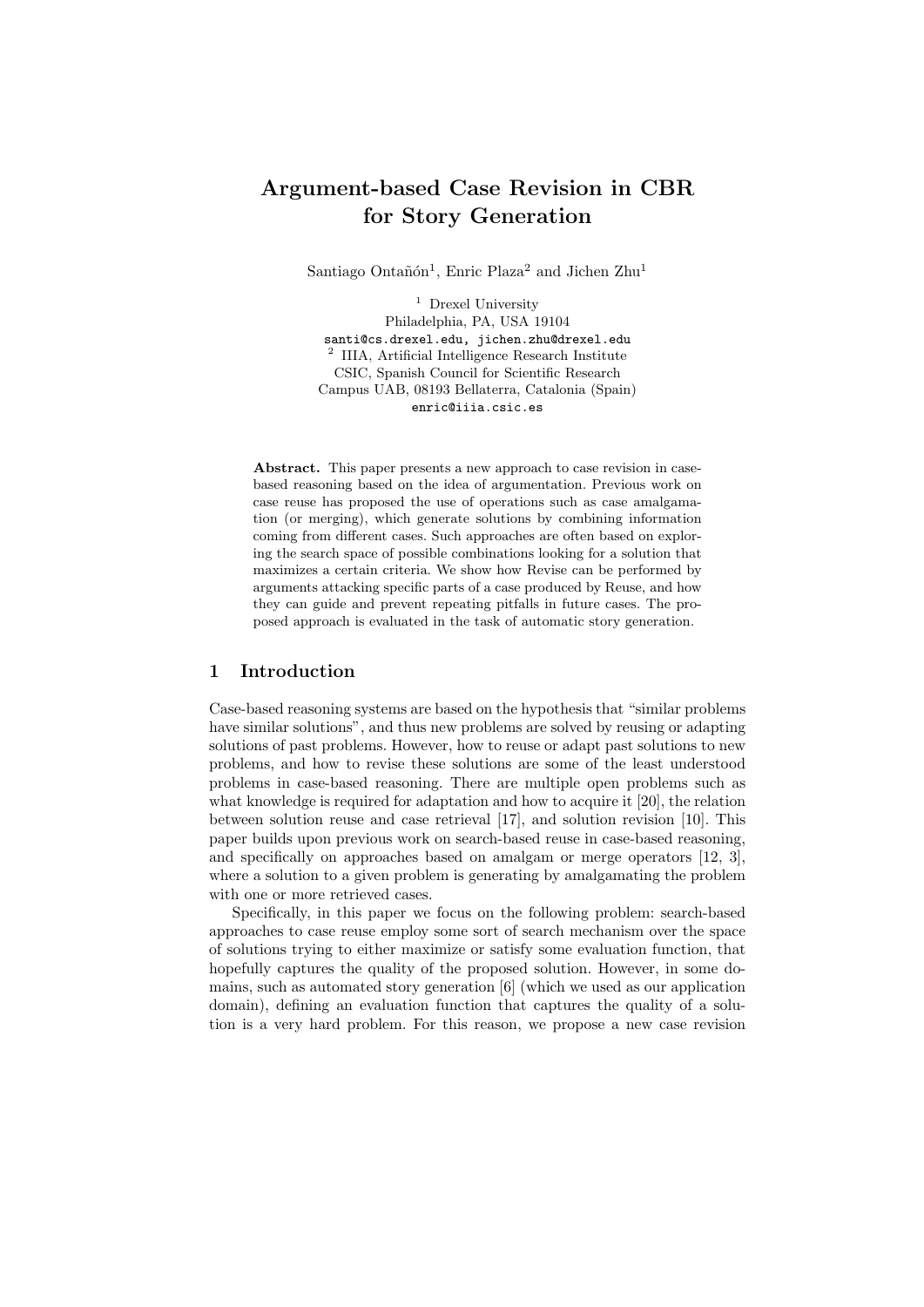# Argument-based Case Revision in CBR for Story Generation

Santiago Ontañón[1], Enric Plaza[2] and Jichen Zhu[1]

[1] Drexel University
Philadelphia, PA, USA 19104
santi@cs.drexel.edu, jichen.zhu@drexel.edu
[2] IIIA, Artificial Intelligence Research Institute
CSIC, Spanish Council for Scientific Research
Campus UAB, 08193 Bellaterra, Catalonia (Spain)
enric@iiia.csic.es

**Abstract.** This paper presents a new approach to case revision in case-based reasoning based on the idea of argumentation. Previous work on case reuse has proposed the use of operations such as case amalgamation (or merging), which generate solutions by combining information coming from different cases. Such approaches are often based on exploring the search space of possible combinations looking for a solution that maximizes a certain criteria. We show how Revise can be performed by arguments attacking specific parts of a case produced by Reuse, and how they can guide and prevent repeating pitfalls in future cases. The proposed approach is evaluated in the task of automatic story generation.

## 1 Introduction

Case-based reasoning systems are based on the hypothesis that "similar problems have similar solutions", and thus new problems are solved by reusing or adapting solutions of past problems. However, how to reuse or adapt past solutions to new problems, and how to revise these solutions are some of the least understood problems in case-based reasoning. There are multiple open problems such as what knowledge is required for adaptation and how to acquire it [20], the relation between solution reuse and case retrieval [17], and solution revision [10]. This paper builds upon previous work on search-based reuse in case-based reasoning, and specifically on approaches based on amalgam or merge operators [12, 3], where a solution to a given problem is generating by amalgamating the problem with one or more retrieved cases.

Specifically, in this paper we focus on the following problem: search-based approaches to case reuse employ some sort of search mechanism over the space of solutions trying to either maximize or satisfy some evaluation function, that hopefully captures the quality of the proposed solution. However, in some domains, such as automated story generation [6] (which we used as our application domain), defining an evaluation function that captures the quality of a solution is a very hard problem. For this reason, we propose a new case revision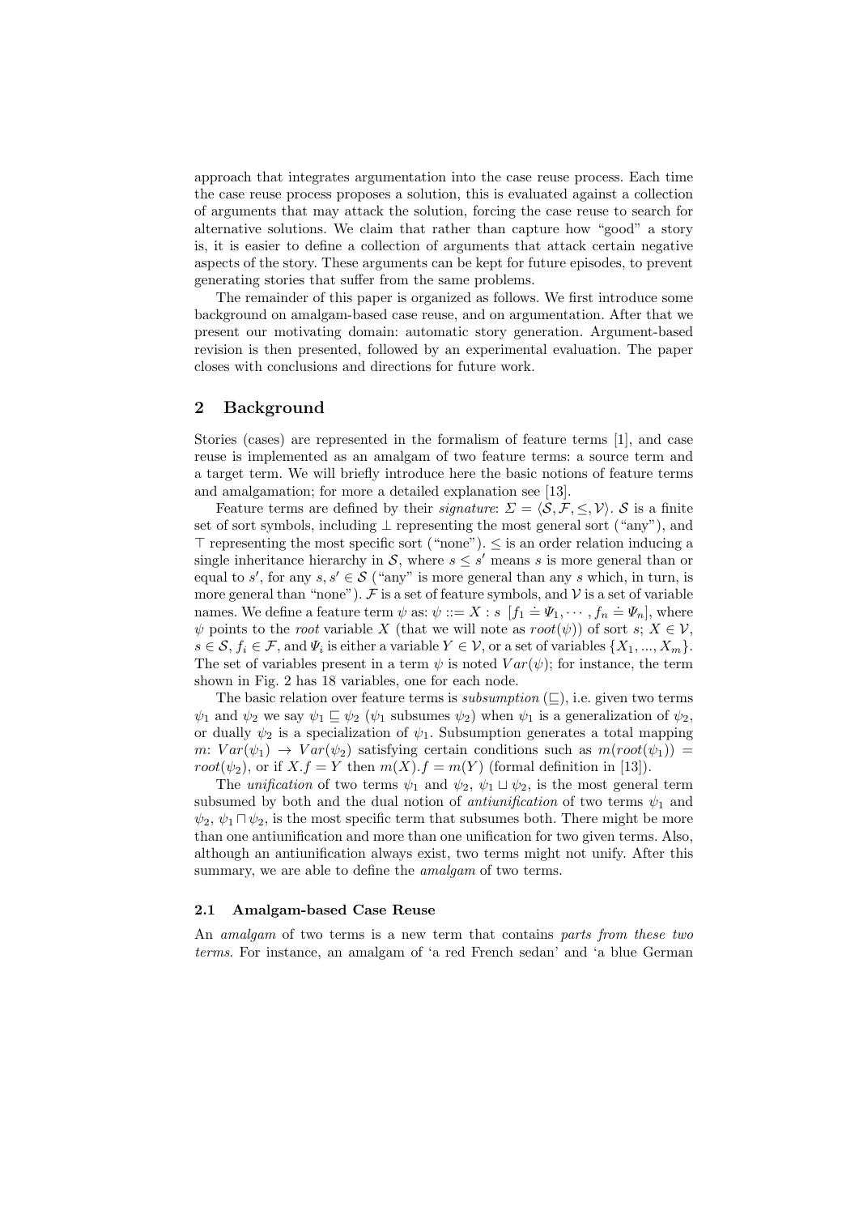approach that integrates argumentation into the case reuse process. Each time the case reuse process proposes a solution, this is evaluated against a collection of arguments that may attack the solution, forcing the case reuse to search for alternative solutions. We claim that rather than capture how "good" a story is, it is easier to define a collection of arguments that attack certain negative aspects of the story. These arguments can be kept for future episodes, to prevent generating stories that suffer from the same problems.

The remainder of this paper is organized as follows. We first introduce some background on amalgam-based case reuse, and on argumentation. After that we present our motivating domain: automatic story generation. Argument-based revision is then presented, followed by an experimental evaluation. The paper closes with conclusions and directions for future work.

## 2 Background

Stories (cases) are represented in the formalism of feature terms [1], and case reuse is implemented as an amalgam of two feature terms: a source term and a target term. We will briefly introduce here the basic notions of feature terms and amalgamation; for more a detailed explanation see [13].

Feature terms are defined by their *signature*: $\Sigma = \langle \mathcal{S}, \mathcal{F}, \leq, \mathcal{V} \rangle$. $\mathcal{S}$ is a finite set of sort symbols, including $\bot$ representing the most general sort ("any"), and $\top$ representing the most specific sort ("none"). $\leq$ is an order relation inducing a single inheritance hierarchy in $\mathcal{S}$, where $s \leq s'$ means $s$ is more general than or equal to $s'$, for any $s, s' \in \mathcal{S}$ ("any" is more general than any $s$ which, in turn, is more general than "none"). $\mathcal{F}$ is a set of feature symbols, and $\mathcal{V}$ is a set of variable names. We define a feature term $\psi$ as: $\psi ::= X : s \;\; [f_1 \doteq \Psi_1, \cdots, f_n \doteq \Psi_n]$, where $\psi$ points to the *root* variable $X$ (that we will note as $root(\psi)$) of sort $s$; $X \in \mathcal{V}$, $s \in \mathcal{S}$, $f_i \in \mathcal{F}$, and $\Psi_i$ is either a variable $Y \in \mathcal{V}$, or a set of variables $\{X_1, ..., X_m\}$. The set of variables present in a term $\psi$ is noted $Var(\psi)$; for instance, the term shown in Fig. 2 has 18 variables, one for each node.

The basic relation over feature terms is *subsumption* ($\sqsubseteq$), i.e. given two terms $\psi_1$ and $\psi_2$ we say $\psi_1 \sqsubseteq \psi_2$ ($\psi_1$ subsumes $\psi_2$) when $\psi_1$ is a generalization of $\psi_2$, or dually $\psi_2$ is a specialization of $\psi_1$. Subsumption generates a total mapping $m$: $Var(\psi_1) \rightarrow Var(\psi_2)$ satisfying certain conditions such as $m(root(\psi_1)) = root(\psi_2)$, or if $X.f = Y$ then $m(X).f = m(Y)$ (formal definition in [13]).

The *unification* of two terms $\psi_1$ and $\psi_2$, $\psi_1 \sqcup \psi_2$, is the most general term subsumed by both and the dual notion of *antiunification* of two terms $\psi_1$ and $\psi_2$, $\psi_1 \sqcap \psi_2$, is the most specific term that subsumes both. There might be more than one antiunification and more than one unification for two given terms. Also, although an antiunification always exist, two terms might not unify. After this summary, we are able to define the *amalgam* of two terms.

### 2.1 Amalgam-based Case Reuse

An *amalgam* of two terms is a new term that contains *parts from these two terms*. For instance, an amalgam of 'a red French sedan' and 'a blue German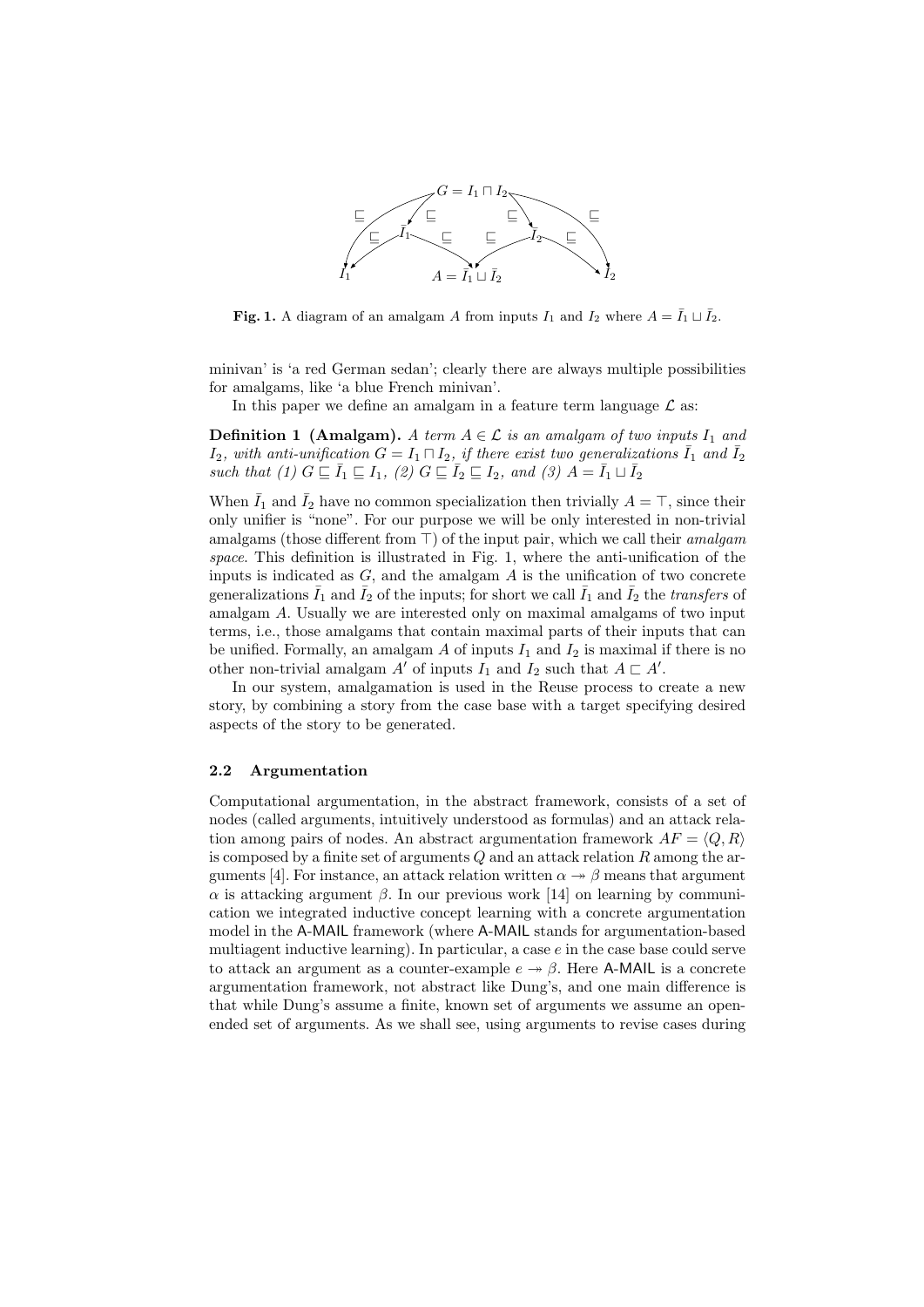**Fig. 1.** A diagram of an amalgam $A$ from inputs $I_1$ and $I_2$ where $A = \bar{I}_1 \sqcup \bar{I}_2$.

minivan' is 'a red German sedan'; clearly there are always multiple possibilities for amalgams, like 'a blue French minivan'.

In this paper we define an amalgam in a feature term language $\mathcal{L}$ as:

**Definition 1 (Amalgam).** *A term $A \in \mathcal{L}$ is an amalgam of two inputs $I_1$ and $I_2$, with anti-unification $G = I_1 \sqcap I_2$, if there exist two generalizations $\bar{I}_1$ and $\bar{I}_2$ such that (1) $G \sqsubseteq \bar{I}_1 \sqsubseteq I_1$, (2) $G \sqsubseteq \bar{I}_2 \sqsubseteq I_2$, and (3) $A = \bar{I}_1 \sqcup \bar{I}_2$*

When $\bar{I}_1$ and $\bar{I}_2$ have no common specialization then trivially $A = \top$, since their only unifier is "none". For our purpose we will be only interested in non-trivial amalgams (those different from $\top$) of the input pair, which we call their *amalgam space*. This definition is illustrated in Fig. 1, where the anti-unification of the inputs is indicated as $G$, and the amalgam $A$ is the unification of two concrete generalizations $\bar{I}_1$ and $\bar{I}_2$ of the inputs; for short we call $\bar{I}_1$ and $\bar{I}_2$ the *transfers* of amalgam $A$. Usually we are interested only on maximal amalgams of two input terms, i.e., those amalgams that contain maximal parts of their inputs that can be unified. Formally, an amalgam $A$ of inputs $I_1$ and $I_2$ is maximal if there is no other non-trivial amalgam $A'$ of inputs $I_1$ and $I_2$ such that $A \sqsubset A'$.

In our system, amalgamation is used in the Reuse process to create a new story, by combining a story from the case base with a target specifying desired aspects of the story to be generated.

### 2.2 Argumentation

Computational argumentation, in the abstract framework, consists of a set of nodes (called arguments, intuitively understood as formulas) and an attack relation among pairs of nodes. An abstract argumentation framework $AF = \langle Q, R \rangle$ is composed by a finite set of arguments $Q$ and an attack relation $R$ among the arguments [4]. For instance, an attack relation written $\alpha \twoheadrightarrow \beta$ means that argument $\alpha$ is attacking argument $\beta$. In our previous work [14] on learning by communication we integrated inductive concept learning with a concrete argumentation model in the A-MAIL framework (where A-MAIL stands for argumentation-based multiagent inductive learning). In particular, a case $e$ in the case base could serve to attack an argument as a counter-example $e \twoheadrightarrow \beta$. Here A-MAIL is a concrete argumentation framework, not abstract like Dung's, and one main difference is that while Dung's assume a finite, known set of arguments we assume an open-ended set of arguments. As we shall see, using arguments to revise cases during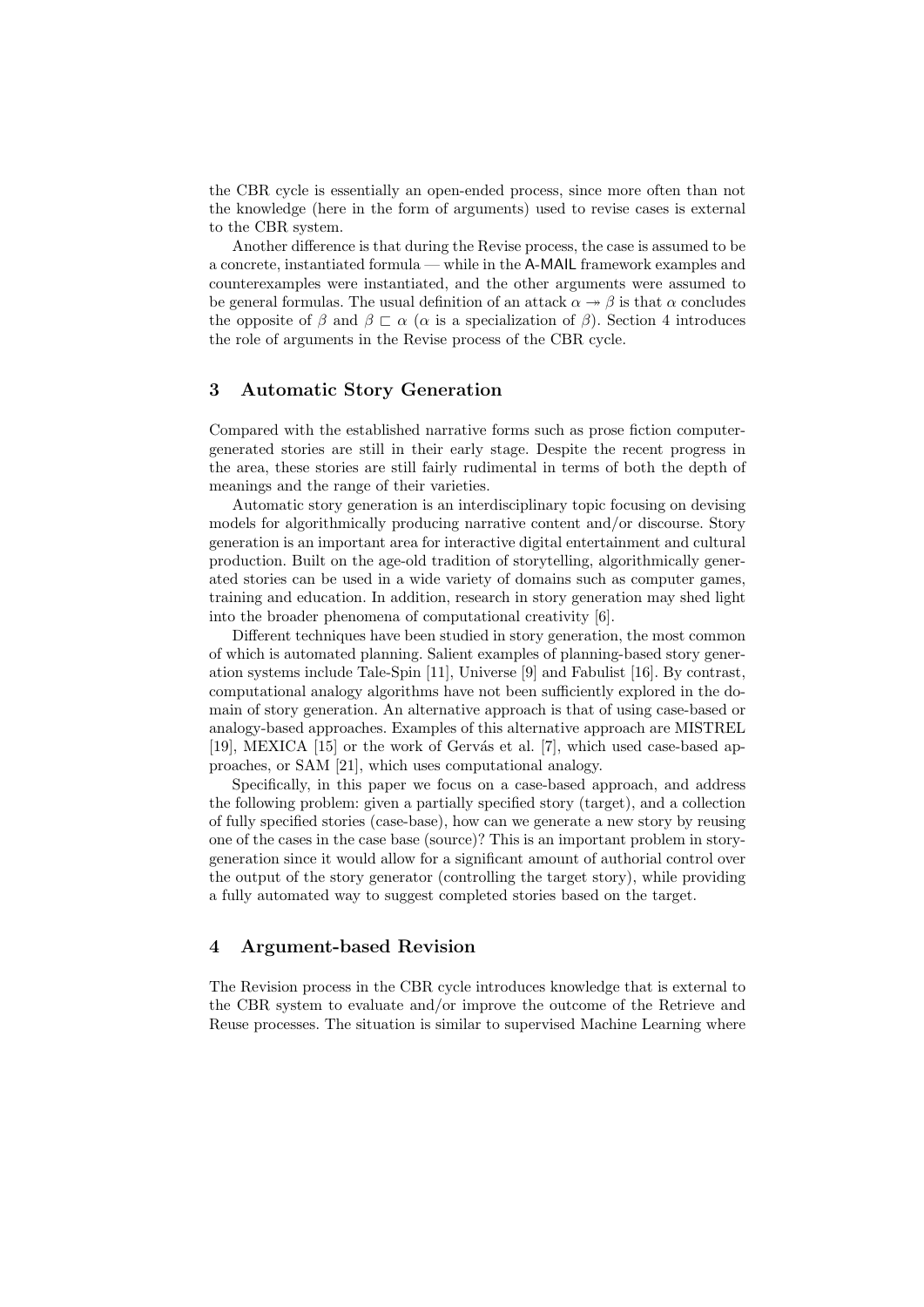the CBR cycle is essentially an open-ended process, since more often than not the knowledge (here in the form of arguments) used to revise cases is external to the CBR system.

Another difference is that during the Revise process, the case is assumed to be a concrete, instantiated formula — while in the A-MAIL framework examples and counterexamples were instantiated, and the other arguments were assumed to be general formulas. The usual definition of an attack $\alpha \twoheadrightarrow \beta$ is that $\alpha$ concludes the opposite of $\beta$ and $\beta \sqsubset \alpha$ ($\alpha$ is a specialization of $\beta$). Section 4 introduces the role of arguments in the Revise process of the CBR cycle.

## 3 Automatic Story Generation

Compared with the established narrative forms such as prose fiction computer-generated stories are still in their early stage. Despite the recent progress in the area, these stories are still fairly rudimental in terms of both the depth of meanings and the range of their varieties.

Automatic story generation is an interdisciplinary topic focusing on devising models for algorithmically producing narrative content and/or discourse. Story generation is an important area for interactive digital entertainment and cultural production. Built on the age-old tradition of storytelling, algorithmically generated stories can be used in a wide variety of domains such as computer games, training and education. In addition, research in story generation may shed light into the broader phenomena of computational creativity [6].

Different techniques have been studied in story generation, the most common of which is automated planning. Salient examples of planning-based story generation systems include Tale-Spin [11], Universe [9] and Fabulist [16]. By contrast, computational analogy algorithms have not been sufficiently explored in the domain of story generation. An alternative approach is that of using case-based or analogy-based approaches. Examples of this alternative approach are MISTREL [19], MEXICA [15] or the work of Gervás et al. [7], which used case-based approaches, or SAM [21], which uses computational analogy.

Specifically, in this paper we focus on a case-based approach, and address the following problem: given a partially specified story (target), and a collection of fully specified stories (case-base), how can we generate a new story by reusing one of the cases in the case base (source)? This is an important problem in story-generation since it would allow for a significant amount of authorial control over the output of the story generator (controlling the target story), while providing a fully automated way to suggest completed stories based on the target.

## 4 Argument-based Revision

The Revision process in the CBR cycle introduces knowledge that is external to the CBR system to evaluate and/or improve the outcome of the Retrieve and Reuse processes. The situation is similar to supervised Machine Learning where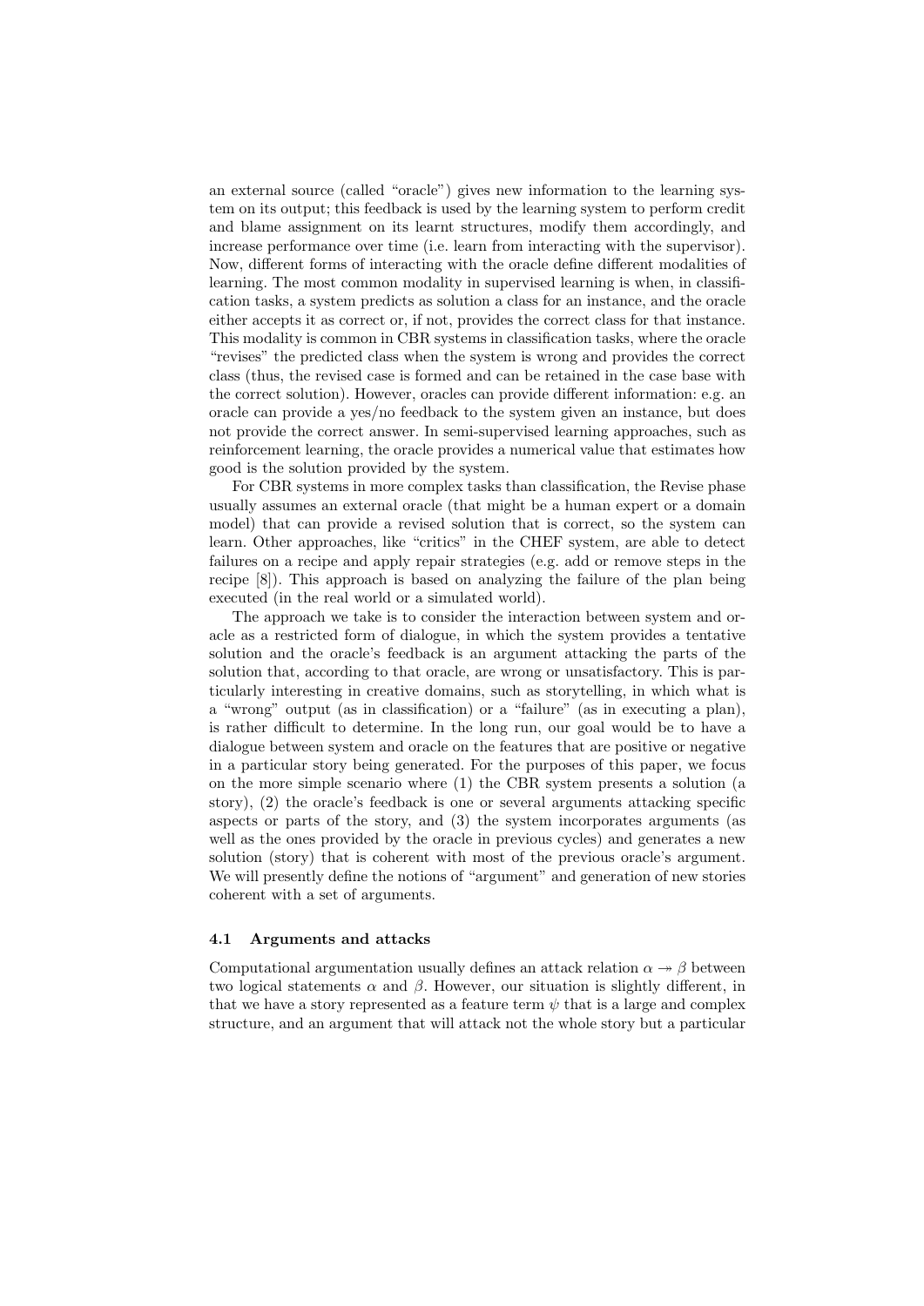an external source (called "oracle") gives new information to the learning system on its output; this feedback is used by the learning system to perform credit and blame assignment on its learnt structures, modify them accordingly, and increase performance over time (i.e. learn from interacting with the supervisor). Now, different forms of interacting with the oracle define different modalities of learning. The most common modality in supervised learning is when, in classification tasks, a system predicts as solution a class for an instance, and the oracle either accepts it as correct or, if not, provides the correct class for that instance. This modality is common in CBR systems in classification tasks, where the oracle "revises" the predicted class when the system is wrong and provides the correct class (thus, the revised case is formed and can be retained in the case base with the correct solution). However, oracles can provide different information: e.g. an oracle can provide a yes/no feedback to the system given an instance, but does not provide the correct answer. In semi-supervised learning approaches, such as reinforcement learning, the oracle provides a numerical value that estimates how good is the solution provided by the system.

For CBR systems in more complex tasks than classification, the Revise phase usually assumes an external oracle (that might be a human expert or a domain model) that can provide a revised solution that is correct, so the system can learn. Other approaches, like "critics" in the CHEF system, are able to detect failures on a recipe and apply repair strategies (e.g. add or remove steps in the recipe [8]). This approach is based on analyzing the failure of the plan being executed (in the real world or a simulated world).

The approach we take is to consider the interaction between system and oracle as a restricted form of dialogue, in which the system provides a tentative solution and the oracle's feedback is an argument attacking the parts of the solution that, according to that oracle, are wrong or unsatisfactory. This is particularly interesting in creative domains, such as storytelling, in which what is a "wrong" output (as in classification) or a "failure" (as in executing a plan), is rather difficult to determine. In the long run, our goal would be to have a dialogue between system and oracle on the features that are positive or negative in a particular story being generated. For the purposes of this paper, we focus on the more simple scenario where (1) the CBR system presents a solution (a story), (2) the oracle's feedback is one or several arguments attacking specific aspects or parts of the story, and (3) the system incorporates arguments (as well as the ones provided by the oracle in previous cycles) and generates a new solution (story) that is coherent with most of the previous oracle's argument. We will presently define the notions of "argument" and generation of new stories coherent with a set of arguments.

### 4.1 Arguments and attacks

Computational argumentation usually defines an attack relation $\alpha \twoheadrightarrow \beta$ between two logical statements $\alpha$ and $\beta$. However, our situation is slightly different, in that we have a story represented as a feature term $\psi$ that is a large and complex structure, and an argument that will attack not the whole story but a particular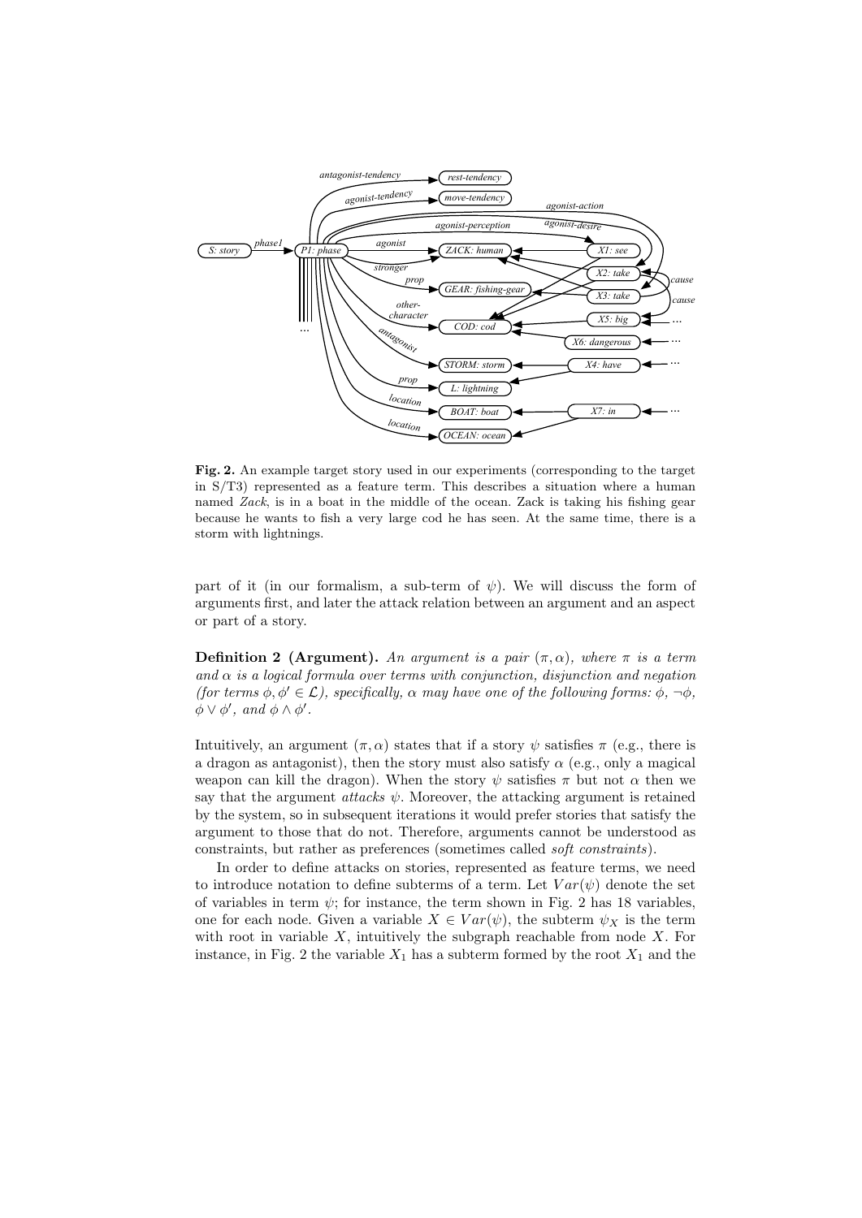**Fig. 2.** An example target story used in our experiments (corresponding to the target in S/T3) represented as a feature term. This describes a situation where a human named *Zack*, is in a boat in the middle of the ocean. Zack is taking his fishing gear because he wants to fish a very large cod he has seen. At the same time, there is a storm with lightnings.

part of it (in our formalism, a sub-term of $\psi$). We will discuss the form of arguments first, and later the attack relation between an argument and an aspect or part of a story.

**Definition 2 (Argument).** *An argument is a pair $(\pi, \alpha)$, where $\pi$ is a term and $\alpha$ is a logical formula over terms with conjunction, disjunction and negation (for terms $\phi, \phi' \in \mathcal{L}$), specifically, $\alpha$ may have one of the following forms: $\phi$, $\neg\phi$, $\phi \vee \phi'$, and $\phi \wedge \phi'$.*

Intuitively, an argument $(\pi, \alpha)$ states that if a story $\psi$ satisfies $\pi$ (e.g., there is a dragon as antagonist), then the story must also satisfy $\alpha$ (e.g., only a magical weapon can kill the dragon). When the story $\psi$ satisfies $\pi$ but not $\alpha$ then we say that the argument *attacks* $\psi$. Moreover, the attacking argument is retained by the system, so in subsequent iterations it would prefer stories that satisfy the argument to those that do not. Therefore, arguments cannot be understood as constraints, but rather as preferences (sometimes called *soft constraints*).

In order to define attacks on stories, represented as feature terms, we need to introduce notation to define subterms of a term. Let $Var(\psi)$ denote the set of variables in term $\psi$; for instance, the term shown in Fig. 2 has 18 variables, one for each node. Given a variable $X \in Var(\psi)$, the subterm $\psi_X$ is the term with root in variable $X$, intuitively the subgraph reachable from node $X$. For instance, in Fig. 2 the variable $X_1$ has a subterm formed by the root $X_1$ and the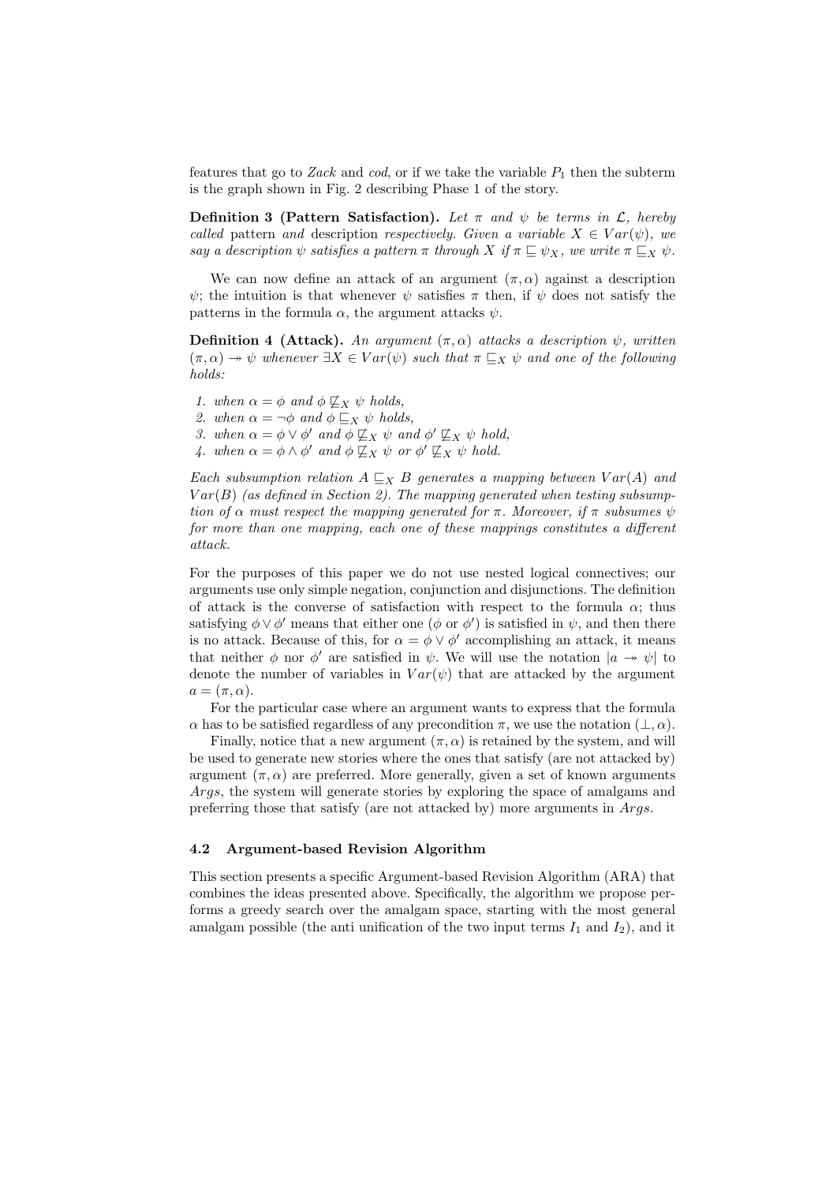features that go to *Zack* and *cod*, or if we take the variable $P_1$ then the subterm is the graph shown in Fig. 2 describing Phase 1 of the story.

**Definition 3 (Pattern Satisfaction).** *Let $\pi$ and $\psi$ be terms in $\mathcal{L}$, hereby called* pattern *and* description *respectively. Given a variable $X \in Var(\psi)$, we say a description $\psi$ satisfies a pattern $\pi$ through $X$ if $\pi \sqsubseteq \psi_X$, we write $\pi \sqsubseteq_X \psi$.*

We can now define an attack of an argument $(\pi, \alpha)$ against a description $\psi$; the intuition is that whenever $\psi$ satisfies $\pi$ then, if $\psi$ does not satisfy the patterns in the formula $\alpha$, the argument attacks $\psi$.

**Definition 4 (Attack).** *An argument $(\pi, \alpha)$ attacks a description $\psi$, written $(\pi, \alpha) \twoheadrightarrow \psi$ whenever $\exists X \in Var(\psi)$ such that $\pi \sqsubseteq_X \psi$ and one of the following holds:*

1. *when $\alpha = \phi$ and $\phi \not\sqsubseteq_X \psi$ holds,*
2. *when $\alpha = \neg\phi$ and $\phi \sqsubseteq_X \psi$ holds,*
3. *when $\alpha = \phi \vee \phi'$ and $\phi \not\sqsubseteq_X \psi$ and $\phi' \not\sqsubseteq_X \psi$ hold,*
4. *when $\alpha = \phi \wedge \phi'$ and $\phi \not\sqsubseteq_X \psi$ or $\phi' \not\sqsubseteq_X \psi$ hold.*

*Each subsumption relation $A \sqsubseteq_X B$ generates a mapping between $Var(A)$ and $Var(B)$ (as defined in Section 2). The mapping generated when testing subsumption of $\alpha$ must respect the mapping generated for $\pi$. Moreover, if $\pi$ subsumes $\psi$ for more than one mapping, each one of these mappings constitutes a different attack.*

For the purposes of this paper we do not use nested logical connectives; our arguments use only simple negation, conjunction and disjunctions. The definition of attack is the converse of satisfaction with respect to the formula $\alpha$; thus satisfying $\phi \vee \phi'$ means that either one ($\phi$ or $\phi'$) is satisfied in $\psi$, and then there is no attack. Because of this, for $\alpha = \phi \vee \phi'$ accomplishing an attack, it means that neither $\phi$ nor $\phi'$ are satisfied in $\psi$. We will use the notation $|a \twoheadrightarrow \psi|$ to denote the number of variables in $Var(\psi)$ that are attacked by the argument $a = (\pi, \alpha)$.

For the particular case where an argument wants to express that the formula $\alpha$ has to be satisfied regardless of any precondition $\pi$, we use the notation $(\perp, \alpha)$.

Finally, notice that a new argument $(\pi, \alpha)$ is retained by the system, and will be used to generate new stories where the ones that satisfy (are not attacked by) argument $(\pi, \alpha)$ are preferred. More generally, given a set of known arguments $Args$, the system will generate stories by exploring the space of amalgams and preferring those that satisfy (are not attacked by) more arguments in $Args$.

### 4.2 Argument-based Revision Algorithm

This section presents a specific Argument-based Revision Algorithm (ARA) that combines the ideas presented above. Specifically, the algorithm we propose performs a greedy search over the amalgam space, starting with the most general amalgam possible (the anti unification of the two input terms $I_1$ and $I_2$), and it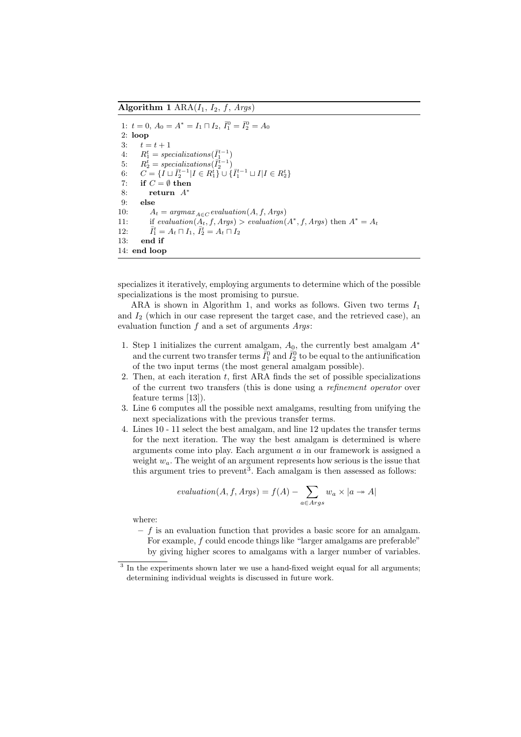**Algorithm 1** ARA($I_1$, $I_2$, $f$, $Args$)

```
1: t = 0, A_0 = A* = I_1 ⊓ I_2, Ī_1^0 = Ī_2^0 = A_0
2: loop
3:   t = t + 1
4:   R_1^t = specializations(Ī_1^{t-1})
5:   R_2^t = specializations(Ī_2^{t-1})
6:   C = {I ⊔ Ī_2^{t-1} | I ∈ R_1^t} ∪ {Ī_1^{t-1} ⊔ I | I ∈ R_2^t}
7:   if C = ∅ then
8:     return A*
9:   else
10:    A_t = argmax_{A∈C} evaluation(A, f, Args)
11:    if evaluation(A_t, f, Args) > evaluation(A*, f, Args) then A* = A_t
12:    Ī_1^t = A_t ⊓ I_1, Ī_2^t = A_t ⊓ I_2
13:  end if
14: end loop
```

specializes it iteratively, employing arguments to determine which of the possible specializations is the most promising to pursue.

ARA is shown in Algorithm 1, and works as follows. Given two terms $I_1$ and $I_2$ (which in our case represent the target case, and the retrieved case), an evaluation function $f$ and a set of arguments $Args$:

1. Step 1 initializes the current amalgam, $A_0$, the currently best amalgam $A^*$ and the current two transfer terms $\bar{I}_1^0$ and $\bar{I}_2^0$ to be equal to the antiunification of the two input terms (the most general amalgam possible).
2. Then, at each iteration $t$, first ARA finds the set of possible specializations of the current two transfers (this is done using a *refinement operator* over feature terms [13]).
3. Line 6 computes all the possible next amalgams, resulting from unifying the next specializations with the previous transfer terms.
4. Lines 10 - 11 select the best amalgam, and line 12 updates the transfer terms for the next iteration. The way the best amalgam is determined is where arguments come into play. Each argument $a$ in our framework is assigned a weight $w_a$. The weight of an argument represents how serious is the issue that this argument tries to prevent[3]. Each amalgam is then assessed as follows:

$$evaluation(A, f, Args) = f(A) - \sum_{a \in Args} w_a \times |a \twoheadrightarrow A|$$

where:

– $f$ is an evaluation function that provides a basic score for an amalgam. For example, $f$ could encode things like "larger amalgams are preferable" by giving higher scores to amalgams with a larger number of variables.

[3] In the experiments shown later we use a hand-fixed weight equal for all arguments; determining individual weights is discussed in future work.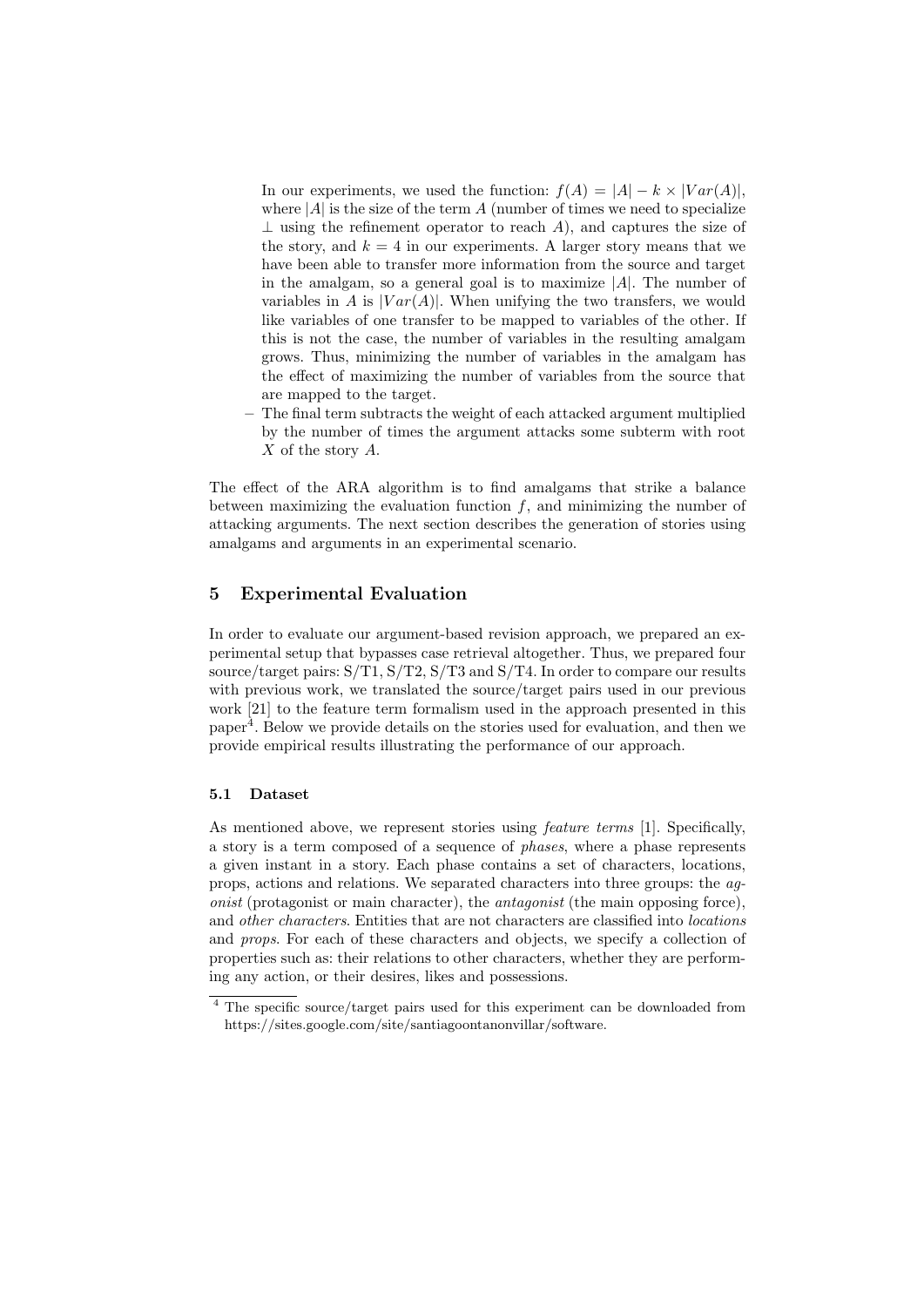In our experiments, we used the function: $f(A) = |A| - k \times |Var(A)|$, where $|A|$ is the size of the term $A$ (number of times we need to specialize $\perp$ using the refinement operator to reach $A$), and captures the size of the story, and $k = 4$ in our experiments. A larger story means that we have been able to transfer more information from the source and target in the amalgam, so a general goal is to maximize $|A|$. The number of variables in $A$ is $|Var(A)|$. When unifying the two transfers, we would like variables of one transfer to be mapped to variables of the other. If this is not the case, the number of variables in the resulting amalgam grows. Thus, minimizing the number of variables in the amalgam has the effect of maximizing the number of variables from the source that are mapped to the target.

– The final term subtracts the weight of each attacked argument multiplied by the number of times the argument attacks some subterm with root $X$ of the story $A$.

The effect of the ARA algorithm is to find amalgams that strike a balance between maximizing the evaluation function $f$, and minimizing the number of attacking arguments. The next section describes the generation of stories using amalgams and arguments in an experimental scenario.

## 5 Experimental Evaluation

In order to evaluate our argument-based revision approach, we prepared an experimental setup that bypasses case retrieval altogether. Thus, we prepared four source/target pairs: S/T1, S/T2, S/T3 and S/T4. In order to compare our results with previous work, we translated the source/target pairs used in our previous work [21] to the feature term formalism used in the approach presented in this paper[4]. Below we provide details on the stories used for evaluation, and then we provide empirical results illustrating the performance of our approach.

### 5.1 Dataset

As mentioned above, we represent stories using *feature terms* [1]. Specifically, a story is a term composed of a sequence of *phases*, where a phase represents a given instant in a story. Each phase contains a set of characters, locations, props, actions and relations. We separated characters into three groups: the *agonist* (protagonist or main character), the *antagonist* (the main opposing force), and *other characters*. Entities that are not characters are classified into *locations* and *props*. For each of these characters and objects, we specify a collection of properties such as: their relations to other characters, whether they are performing any action, or their desires, likes and possessions.

[4] The specific source/target pairs used for this experiment can be downloaded from https://sites.google.com/site/santiagoontanonvillar/software.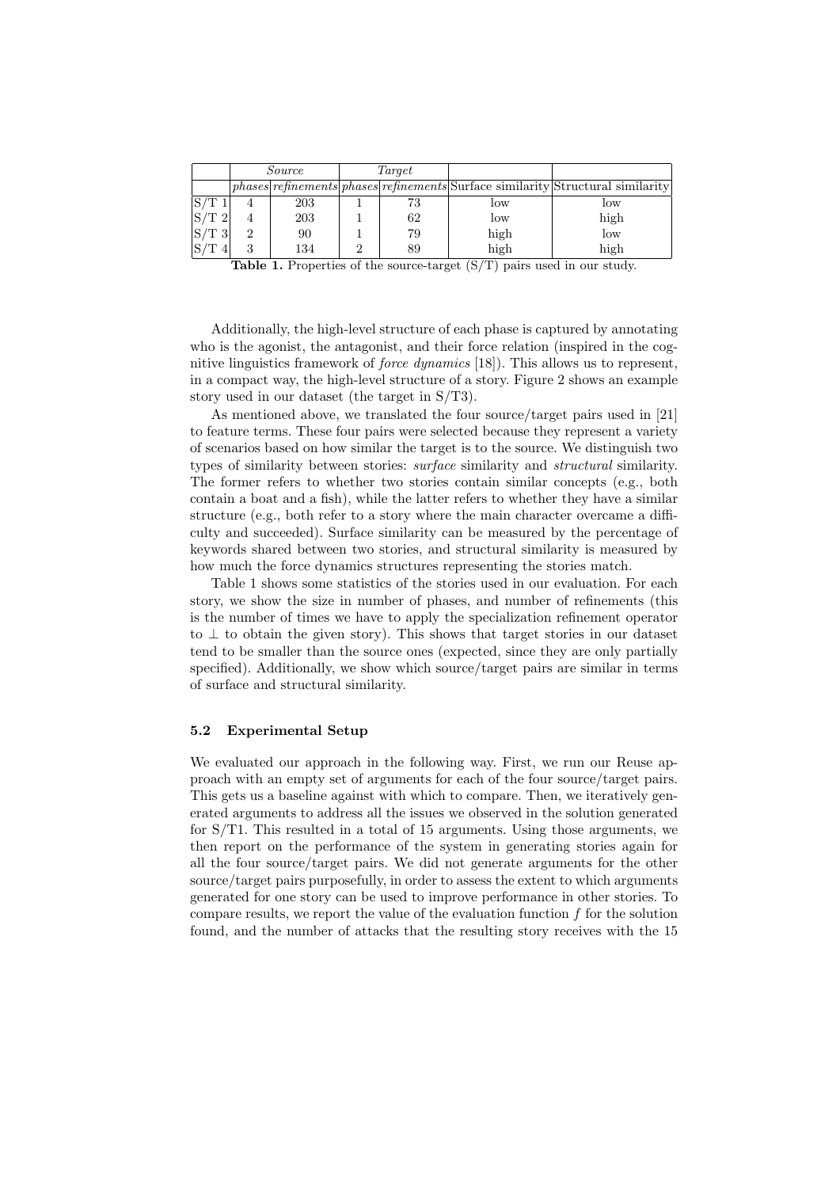| | *Source* | | *Target* | | | |
|---|---|---|---|---|---|---|
| | *phases* | *refinements* | *phases* | *refinements* | Surface similarity | Structural similarity |
| S/T 1 | 4 | 203 | 1 | 73 | low | low |
| S/T 2 | 4 | 203 | 1 | 62 | low | high |
| S/T 3 | 2 | 90 | 1 | 79 | high | low |
| S/T 4 | 3 | 134 | 2 | 89 | high | high |

**Table 1.** Properties of the source-target (S/T) pairs used in our study.

Additionally, the high-level structure of each phase is captured by annotating who is the agonist, the antagonist, and their force relation (inspired in the cognitive linguistics framework of *force dynamics* [18]). This allows us to represent, in a compact way, the high-level structure of a story. Figure 2 shows an example story used in our dataset (the target in S/T3).

As mentioned above, we translated the four source/target pairs used in [21] to feature terms. These four pairs were selected because they represent a variety of scenarios based on how similar the target is to the source. We distinguish two types of similarity between stories: *surface* similarity and *structural* similarity. The former refers to whether two stories contain similar concepts (e.g., both contain a boat and a fish), while the latter refers to whether they have a similar structure (e.g., both refer to a story where the main character overcame a difficulty and succeeded). Surface similarity can be measured by the percentage of keywords shared between two stories, and structural similarity is measured by how much the force dynamics structures representing the stories match.

Table 1 shows some statistics of the stories used in our evaluation. For each story, we show the size in number of phases, and number of refinements (this is the number of times we have to apply the specialization refinement operator to $\perp$ to obtain the given story). This shows that target stories in our dataset tend to be smaller than the source ones (expected, since they are only partially specified). Additionally, we show which source/target pairs are similar in terms of surface and structural similarity.

### 5.2 Experimental Setup

We evaluated our approach in the following way. First, we run our Reuse approach with an empty set of arguments for each of the four source/target pairs. This gets us a baseline against with which to compare. Then, we iteratively generated arguments to address all the issues we observed in the solution generated for S/T1. This resulted in a total of 15 arguments. Using those arguments, we then report on the performance of the system in generating stories again for all the four source/target pairs. We did not generate arguments for the other source/target pairs purposefully, in order to assess the extent to which arguments generated for one story can be used to improve performance in other stories. To compare results, we report the value of the evaluation function $f$ for the solution found, and the number of attacks that the resulting story receives with the 15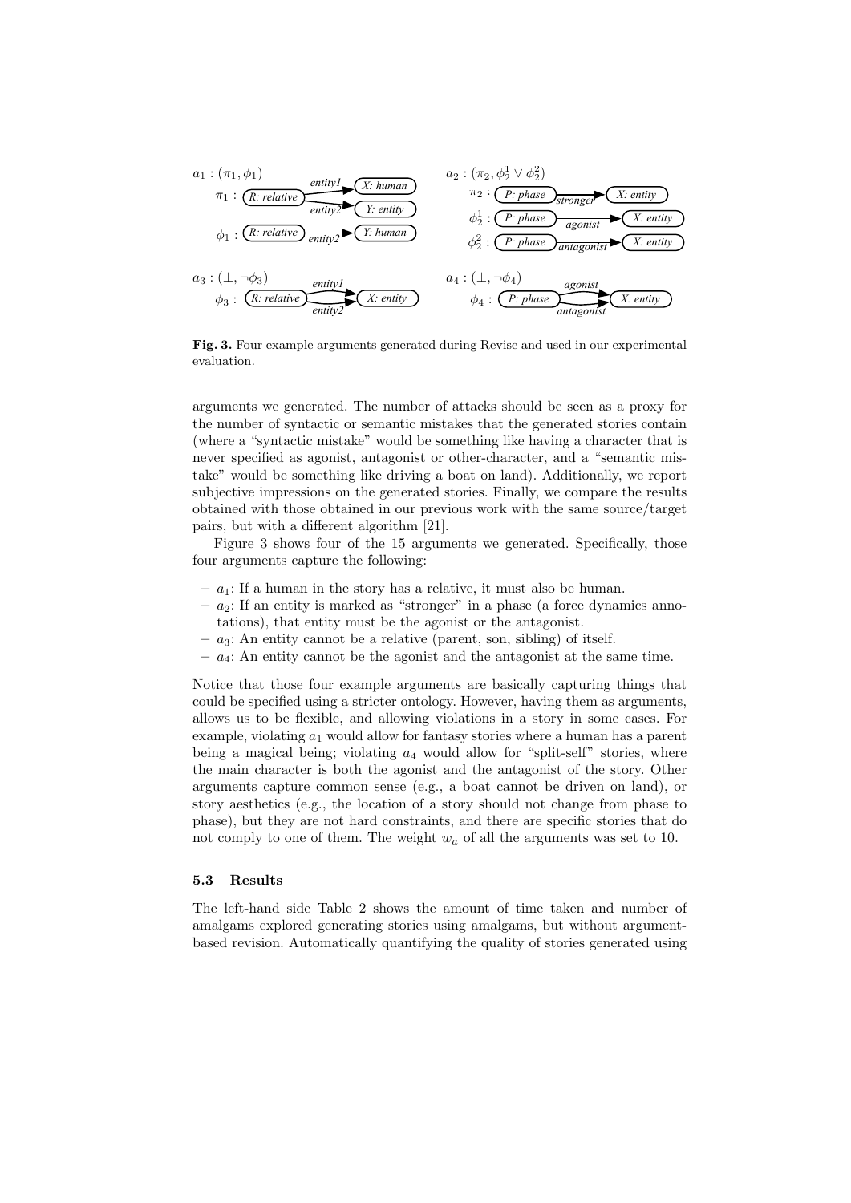$a_1 : (\pi_1, \phi_1)$

$\pi_1$ : R: relative —entity1→ X: human; R: relative —entity2→ Y: entity

$\phi_1$ : R: relative —entity2→ Y: human

$a_2 : (\pi_2, \phi_2^1 \vee \phi_2^2)$

$\pi_2$ : P: phase —stronger→ X: entity

$\phi_2^1$ : P: phase —agonist→ X: entity

$\phi_2^2$ : P: phase —antagonist→ X: entity

$a_3 : (\bot, \neg\phi_3)$

$\phi_3$ : R: relative —entity1→ X: entity; R: relative —entity2→ X: entity

$a_4 : (\bot, \neg\phi_4)$

$\phi_4$ : P: phase —agonist→ X: entity; P: phase —antagonist→ X: entity

**Fig. 3.** Four example arguments generated during Revise and used in our experimental evaluation.

arguments we generated. The number of attacks should be seen as a proxy for the number of syntactic or semantic mistakes that the generated stories contain (where a "syntactic mistake" would be something like having a character that is never specified as agonist, antagonist or other-character, and a "semantic mistake" would be something like driving a boat on land). Additionally, we report subjective impressions on the generated stories. Finally, we compare the results obtained with those obtained in our previous work with the same source/target pairs, but with a different algorithm [21].

Figure 3 shows four of the 15 arguments we generated. Specifically, those four arguments capture the following:

- $a_1$: If a human in the story has a relative, it must also be human.
- $a_2$: If an entity is marked as "stronger" in a phase (a force dynamics annotations), that entity must be the agonist or the antagonist.
- $a_3$: An entity cannot be a relative (parent, son, sibling) of itself.
- $a_4$: An entity cannot be the agonist and the antagonist at the same time.

Notice that those four example arguments are basically capturing things that could be specified using a stricter ontology. However, having them as arguments, allows us to be flexible, and allowing violations in a story in some cases. For example, violating $a_1$ would allow for fantasy stories where a human has a parent being a magical being; violating $a_4$ would allow for "split-self" stories, where the main character is both the agonist and the antagonist of the story. Other arguments capture common sense (e.g., a boat cannot be driven on land), or story aesthetics (e.g., the location of a story should not change from phase to phase), but they are not hard constraints, and there are specific stories that do not comply to one of them. The weight $w_a$ of all the arguments was set to 10.

### 5.3 Results

The left-hand side Table 2 shows the amount of time taken and number of amalgams explored generating stories using amalgams, but without argument-based revision. Automatically quantifying the quality of stories generated using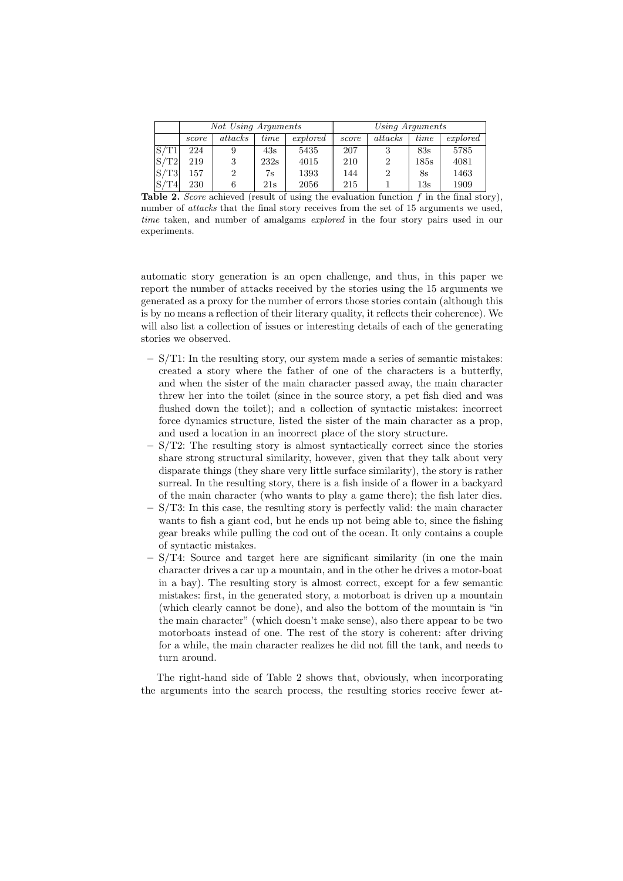| | *Not Using Arguments* | | | | *Using Arguments* | | | |
|---|---|---|---|---|---|---|---|---|
| | *score* | *attacks* | *time* | *explored* | *score* | *attacks* | *time* | *explored* |
| S/T1 | 224 | 9 | 43s | 5435 | 207 | 3 | 83s | 5785 |
| S/T2 | 219 | 3 | 232s | 4015 | 210 | 2 | 185s | 4081 |
| S/T3 | 157 | 2 | 7s | 1393 | 144 | 2 | 8s | 1463 |
| S/T4 | 230 | 6 | 21s | 2056 | 215 | 1 | 13s | 1909 |

**Table 2.** *Score* achieved (result of using the evaluation function $f$ in the final story), number of *attacks* that the final story receives from the set of 15 arguments we used, *time* taken, and number of amalgams *explored* in the four story pairs used in our experiments.

automatic story generation is an open challenge, and thus, in this paper we report the number of attacks received by the stories using the 15 arguments we generated as a proxy for the number of errors those stories contain (although this is by no means a reflection of their literary quality, it reflects their coherence). We will also list a collection of issues or interesting details of each of the generating stories we observed.

- S/T1: In the resulting story, our system made a series of semantic mistakes: created a story where the father of one of the characters is a butterfly, and when the sister of the main character passed away, the main character threw her into the toilet (since in the source story, a pet fish died and was flushed down the toilet); and a collection of syntactic mistakes: incorrect force dynamics structure, listed the sister of the main character as a prop, and used a location in an incorrect place of the story structure.
- S/T2: The resulting story is almost syntactically correct since the stories share strong structural similarity, however, given that they talk about very disparate things (they share very little surface similarity), the story is rather surreal. In the resulting story, there is a fish inside of a flower in a backyard of the main character (who wants to play a game there); the fish later dies.
- S/T3: In this case, the resulting story is perfectly valid: the main character wants to fish a giant cod, but he ends up not being able to, since the fishing gear breaks while pulling the cod out of the ocean. It only contains a couple of syntactic mistakes.
- S/T4: Source and target here are significant similarity (in one the main character drives a car up a mountain, and in the other he drives a motor-boat in a bay). The resulting story is almost correct, except for a few semantic mistakes: first, in the generated story, a motorboat is driven up a mountain (which clearly cannot be done), and also the bottom of the mountain is "in the main character" (which doesn't make sense), also there appear to be two motorboats instead of one. The rest of the story is coherent: after driving for a while, the main character realizes he did not fill the tank, and needs to turn around.

The right-hand side of Table 2 shows that, obviously, when incorporating the arguments into the search process, the resulting stories receive fewer at-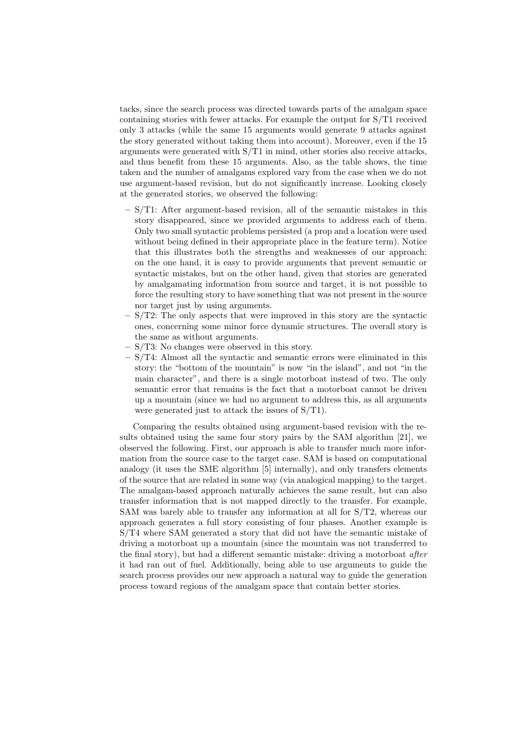tacks, since the search process was directed towards parts of the amalgam space containing stories with fewer attacks. For example the output for S/T1 received only 3 attacks (while the same 15 arguments would generate 9 attacks against the story generated without taking them into account). Moreover, even if the 15 arguments were generated with S/T1 in mind, other stories also receive attacks, and thus benefit from these 15 arguments. Also, as the table shows, the time taken and the number of amalgams explored vary from the case when we do not use argument-based revision, but do not significantly increase. Looking closely at the generated stories, we observed the following:

- S/T1: After argument-based revision, all of the semantic mistakes in this story disappeared, since we provided arguments to address each of them. Only two small syntactic problems persisted (a prop and a location were used without being defined in their appropriate place in the feature term). Notice that this illustrates both the strengths and weaknesses of our approach: on the one hand, it is easy to provide arguments that prevent semantic or syntactic mistakes, but on the other hand, given that stories are generated by amalgamating information from source and target, it is not possible to force the resulting story to have something that was not present in the source nor target just by using arguments.
- S/T2: The only aspects that were improved in this story are the syntactic ones, concerning some minor force dynamic structures. The overall story is the same as without arguments.
- S/T3: No changes were observed in this story.
- S/T4: Almost all the syntactic and semantic errors were eliminated in this story: the "bottom of the mountain" is now "in the island", and not "in the main character", and there is a single motorboat instead of two. The only semantic error that remains is the fact that a motorboat cannot be driven up a mountain (since we had no argument to address this, as all arguments were generated just to attack the issues of S/T1).

Comparing the results obtained using argument-based revision with the results obtained using the same four story pairs by the SAM algorithm [21], we observed the following. First, our approach is able to transfer much more information from the source case to the target case. SAM is based on computational analogy (it uses the SME algorithm [5] internally), and only transfers elements of the source that are related in some way (via analogical mapping) to the target. The amalgam-based approach naturally achieves the same result, but can also transfer information that is not mapped directly to the transfer. For example, SAM was barely able to transfer any information at all for S/T2, whereas our approach generates a full story consisting of four phases. Another example is S/T4 where SAM generated a story that did not have the semantic mistake of driving a motorboat up a mountain (since the mountain was not transferred to the final story), but had a different semantic mistake: driving a motorboat *after* it had ran out of fuel. Additionally, being able to use arguments to guide the search process provides our new approach a natural way to guide the generation process toward regions of the amalgam space that contain better stories.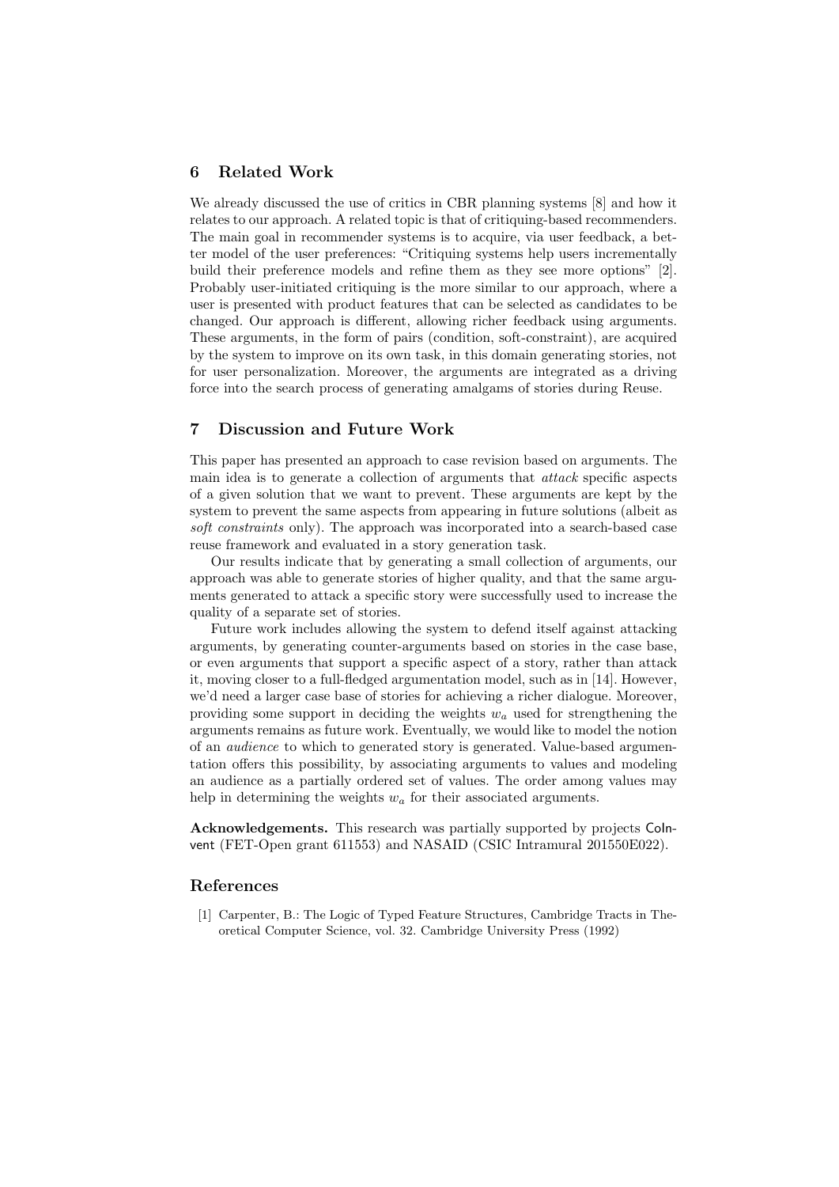## 6 Related Work

We already discussed the use of critics in CBR planning systems [8] and how it relates to our approach. A related topic is that of critiquing-based recommenders. The main goal in recommender systems is to acquire, via user feedback, a better model of the user preferences: "Critiquing systems help users incrementally build their preference models and refine them as they see more options" [2]. Probably user-initiated critiquing is the more similar to our approach, where a user is presented with product features that can be selected as candidates to be changed. Our approach is different, allowing richer feedback using arguments. These arguments, in the form of pairs (condition, soft-constraint), are acquired by the system to improve on its own task, in this domain generating stories, not for user personalization. Moreover, the arguments are integrated as a driving force into the search process of generating amalgams of stories during Reuse.

## 7 Discussion and Future Work

This paper has presented an approach to case revision based on arguments. The main idea is to generate a collection of arguments that *attack* specific aspects of a given solution that we want to prevent. These arguments are kept by the system to prevent the same aspects from appearing in future solutions (albeit as *soft constraints* only). The approach was incorporated into a search-based case reuse framework and evaluated in a story generation task.

Our results indicate that by generating a small collection of arguments, our approach was able to generate stories of higher quality, and that the same arguments generated to attack a specific story were successfully used to increase the quality of a separate set of stories.

Future work includes allowing the system to defend itself against attacking arguments, by generating counter-arguments based on stories in the case base, or even arguments that support a specific aspect of a story, rather than attack it, moving closer to a full-fledged argumentation model, such as in [14]. However, we'd need a larger case base of stories for achieving a richer dialogue. Moreover, providing some support in deciding the weights $w_a$ used for strengthening the arguments remains as future work. Eventually, we would like to model the notion of an *audience* to which to generated story is generated. Value-based argumentation offers this possibility, by associating arguments to values and modeling an audience as a partially ordered set of values. The order among values may help in determining the weights $w_a$ for their associated arguments.

**Acknowledgements.** This research was partially supported by projects CoInvent (FET-Open grant 611553) and NASAID (CSIC Intramural 201550E022).

## References

[1] Carpenter, B.: The Logic of Typed Feature Structures, Cambridge Tracts in Theoretical Computer Science, vol. 32. Cambridge University Press (1992)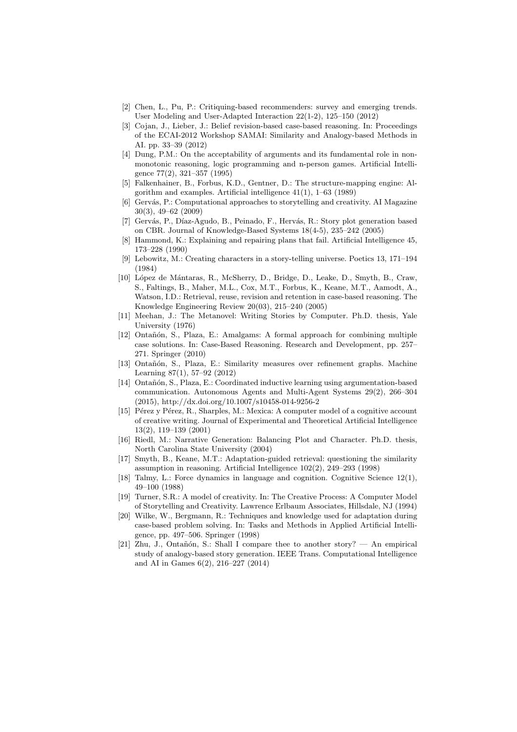[2] Chen, L., Pu, P.: Critiquing-based recommenders: survey and emerging trends. User Modeling and User-Adapted Interaction 22(1-2), 125–150 (2012)

[3] Cojan, J., Lieber, J.: Belief revision-based case-based reasoning. In: Proceedings of the ECAI-2012 Workshop SAMAI: Similarity and Analogy-based Methods in AI. pp. 33–39 (2012)

[4] Dung, P.M.: On the acceptability of arguments and its fundamental role in nonmonotonic reasoning, logic programming and n-person games. Artificial Intelligence 77(2), 321–357 (1995)

[5] Falkenhainer, B., Forbus, K.D., Gentner, D.: The structure-mapping engine: Algorithm and examples. Artificial intelligence 41(1), 1–63 (1989)

[6] Gervás, P.: Computational approaches to storytelling and creativity. AI Magazine 30(3), 49–62 (2009)

[7] Gervás, P., Díaz-Agudo, B., Peinado, F., Hervás, R.: Story plot generation based on CBR. Journal of Knowledge-Based Systems 18(4-5), 235–242 (2005)

[8] Hammond, K.: Explaining and repairing plans that fail. Artificial Intelligence 45, 173–228 (1990)

[9] Lebowitz, M.: Creating characters in a story-telling universe. Poetics 13, 171–194 (1984)

[10] López de Mántaras, R., McSherry, D., Bridge, D., Leake, D., Smyth, B., Craw, S., Faltings, B., Maher, M.L., Cox, M.T., Forbus, K., Keane, M.T., Aamodt, A., Watson, I.D.: Retrieval, reuse, revision and retention in case-based reasoning. The Knowledge Engineering Review 20(03), 215–240 (2005)

[11] Meehan, J.: The Metanovel: Writing Stories by Computer. Ph.D. thesis, Yale University (1976)

[12] Ontañón, S., Plaza, E.: Amalgams: A formal approach for combining multiple case solutions. In: Case-Based Reasoning. Research and Development, pp. 257–271. Springer (2010)

[13] Ontañón, S., Plaza, E.: Similarity measures over refinement graphs. Machine Learning 87(1), 57–92 (2012)

[14] Ontañón, S., Plaza, E.: Coordinated inductive learning using argumentation-based communication. Autonomous Agents and Multi-Agent Systems 29(2), 266–304 (2015), http://dx.doi.org/10.1007/s10458-014-9256-2

[15] Pérez y Pérez, R., Sharples, M.: Mexica: A computer model of a cognitive account of creative writing. Journal of Experimental and Theoretical Artificial Intelligence 13(2), 119–139 (2001)

[16] Riedl, M.: Narrative Generation: Balancing Plot and Character. Ph.D. thesis, North Carolina State University (2004)

[17] Smyth, B., Keane, M.T.: Adaptation-guided retrieval: questioning the similarity assumption in reasoning. Artificial Intelligence 102(2), 249–293 (1998)

[18] Talmy, L.: Force dynamics in language and cognition. Cognitive Science 12(1), 49–100 (1988)

[19] Turner, S.R.: A model of creativity. In: The Creative Process: A Computer Model of Storytelling and Creativity. Lawrence Erlbaum Associates, Hillsdale, NJ (1994)

[20] Wilke, W., Bergmann, R.: Techniques and knowledge used for adaptation during case-based problem solving. In: Tasks and Methods in Applied Artificial Intelligence, pp. 497–506. Springer (1998)

[21] Zhu, J., Ontañón, S.: Shall I compare thee to another story? — An empirical study of analogy-based story generation. IEEE Trans. Computational Intelligence and AI in Games 6(2), 216–227 (2014)